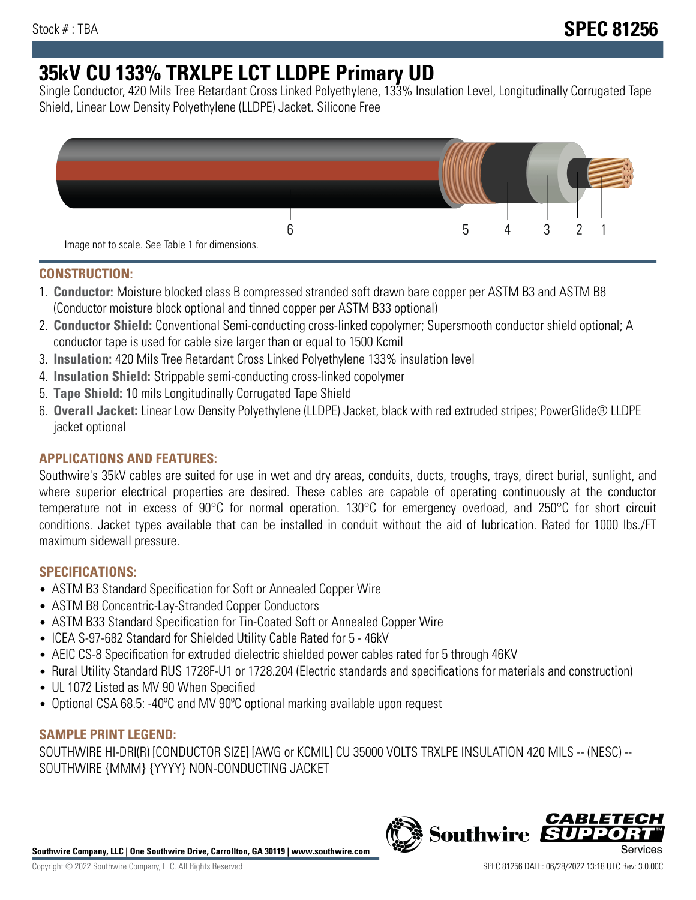Stock # : TBA

**SPEC 81256**

# 35kV CU 133% TRXLPE LCT LLDPE Primary UD

Single Conductor, 420 Mils Tree Retardant Cross Linked Polyethylene, 133% Insulation Level, Longitudinally Corrugated Tape Shield, Linear Low Density Polyethylene (LLDPE) Jacket. Silicone Free

6 5 4 3 2 1

Image not to scale. See Table 1 for dimensions.

## CONSTRUCTION:

1. **Conductor:** Moisture blocked class B compressed stranded soft drawn bare copper per ASTM B3 and ASTM B8 (Conductor moisture block optional and tinned copper per ASTM B33 optional)
2. **Conductor Shield:** Conventional Semi-conducting cross-linked copolymer; Supersmooth conductor shield optional; A conductor tape is used for cable size larger than or equal to 1500 Kcmil
3. **Insulation:** 420 Mils Tree Retardant Cross Linked Polyethylene 133% insulation level
4. **Insulation Shield:** Strippable semi-conducting cross-linked copolymer
5. **Tape Shield:** 10 mils Longitudinally Corrugated Tape Shield
6. **Overall Jacket:** Linear Low Density Polyethylene (LLDPE) Jacket, black with red extruded stripes; PowerGlide® LLDPE jacket optional

## APPLICATIONS AND FEATURES:

Southwire's 35kV cables are suited for use in wet and dry areas, conduits, ducts, troughs, trays, direct burial, sunlight, and where superior electrical properties are desired. These cables are capable of operating continuously at the conductor temperature not in excess of 90°C for normal operation. 130°C for emergency overload, and 250°C for short circuit conditions. Jacket types available that can be installed in conduit without the aid of lubrication. Rated for 1000 lbs./FT maximum sidewall pressure.

## SPECIFICATIONS:

- ASTM B3 Standard Specification for Soft or Annealed Copper Wire
- ASTM B8 Concentric-Lay-Stranded Copper Conductors
- ASTM B33 Standard Specification for Tin-Coated Soft or Annealed Copper Wire
- ICEA S-97-682 Standard for Shielded Utility Cable Rated for 5 - 46kV
- AEIC CS-8 Specification for extruded dielectric shielded power cables rated for 5 through 46KV
- Rural Utility Standard RUS 1728F-U1 or 1728.204 (Electric standards and specifications for materials and construction)
- UL 1072 Listed as MV 90 When Specified
- Optional CSA 68.5: -40ºC and MV 90ºC optional marking available upon request

## SAMPLE PRINT LEGEND:

SOUTHWIRE HI-DRI(R) [CONDUCTOR SIZE] [AWG or KCMIL] CU 35000 VOLTS TRXLPE INSULATION 420 MILS -- (NESC) -- SOUTHWIRE {MMM} {YYYY} NON-CONDUCTING JACKET

**Southwire Company, LLC | One Southwire Drive, Carrollton, GA 30119 | www.southwire.com**

Copyright © 2022 Southwire Company, LLC. All Rights Reserved

SPEC 81256 DATE: 06/28/2022 13:18 UTC Rev: 3.0.00C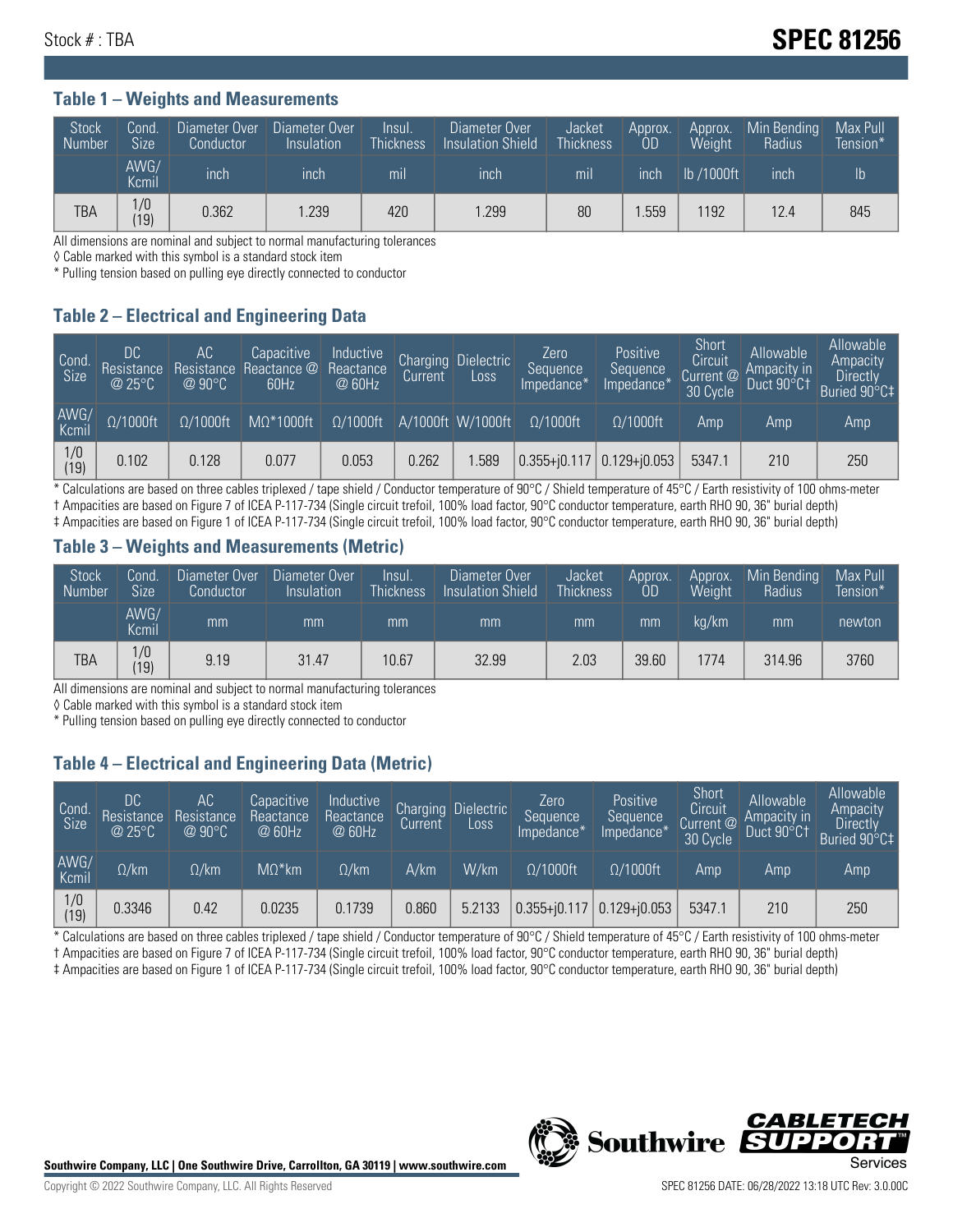Stock # : TBA

# SPEC 81256

### Table 1 – Weights and Measurements

| Stock Number | Cond. Size | Diameter Over Conductor | Diameter Over Insulation | Insul. Thickness | Diameter Over Insulation Shield | Jacket Thickness | Approx. OD | Approx. Weight | Min Bending Radius | Max Pull Tension* |
|---|---|---|---|---|---|---|---|---|---|---|
| | AWG/ Kcmil | inch | inch | mil | inch | mil | inch | lb /1000ft | inch | lb |
| TBA | 1/0 (19) | 0.362 | 1.239 | 420 | 1.299 | 80 | 1.559 | 1192 | 12.4 | 845 |

All dimensions are nominal and subject to normal manufacturing tolerances

◊ Cable marked with this symbol is a standard stock item

* Pulling tension based on pulling eye directly connected to conductor

### Table 2 – Electrical and Engineering Data

| Cond. Size | DC Resistance @ 25°C | AC Resistance @ 90°C | Capacitive Reactance @ 60Hz | Inductive Reactance @ 60Hz | Charging Current | Dielectric Loss | Zero Sequence Impedance* | Positive Sequence Impedance* | Short Circuit Current @ 30 Cycle | Allowable Ampacity in Duct 90°C† | Allowable Ampacity Directly Buried 90°C‡ |
|---|---|---|---|---|---|---|---|---|---|---|---|
| AWG/ Kcmil | Ω/1000ft | Ω/1000ft | MΩ*1000ft | Ω/1000ft | A/1000ft | W/1000ft | Ω/1000ft | Ω/1000ft | Amp | Amp | Amp |
| 1/0 (19) | 0.102 | 0.128 | 0.077 | 0.053 | 0.262 | 1.589 | 0.355+j0.117 | 0.129+j0.053 | 5347.1 | 210 | 250 |

* Calculations are based on three cables triplexed / tape shield / Conductor temperature of 90°C / Shield temperature of 45°C / Earth resistivity of 100 ohms-meter

† Ampacities are based on Figure 7 of ICEA P-117-734 (Single circuit trefoil, 100% load factor, 90°C conductor temperature, earth RHO 90, 36" burial depth)

‡ Ampacities are based on Figure 1 of ICEA P-117-734 (Single circuit trefoil, 100% load factor, 90°C conductor temperature, earth RHO 90, 36" burial depth)

### Table 3 – Weights and Measurements (Metric)

| Stock Number | Cond. Size | Diameter Over Conductor | Diameter Over Insulation | Insul. Thickness | Diameter Over Insulation Shield | Jacket Thickness | Approx. OD | Approx. Weight | Min Bending Radius | Max Pull Tension* |
|---|---|---|---|---|---|---|---|---|---|---|
| | AWG/ Kcmil | mm | mm | mm | mm | mm | mm | kg/km | mm | newton |
| TBA | 1/0 (19) | 9.19 | 31.47 | 10.67 | 32.99 | 2.03 | 39.60 | 1774 | 314.96 | 3760 |

All dimensions are nominal and subject to normal manufacturing tolerances

◊ Cable marked with this symbol is a standard stock item

* Pulling tension based on pulling eye directly connected to conductor

### Table 4 – Electrical and Engineering Data (Metric)

| Cond. Size | DC Resistance @ 25°C | AC Resistance @ 90°C | Capacitive Reactance @ 60Hz | Inductive Reactance @ 60Hz | Charging Current | Dielectric Loss | Zero Sequence Impedance* | Positive Sequence Impedance* | Short Circuit Current @ 30 Cycle | Allowable Ampacity in Duct 90°C† | Allowable Ampacity Directly Buried 90°C‡ |
|---|---|---|---|---|---|---|---|---|---|---|---|
| AWG/ Kcmil | Ω/km | Ω/km | MΩ*km | Ω/km | A/km | W/km | Ω/1000ft | Ω/1000ft | Amp | Amp | Amp |
| 1/0 (19) | 0.3346 | 0.42 | 0.0235 | 0.1739 | 0.860 | 5.2133 | 0.355+j0.117 | 0.129+j0.053 | 5347.1 | 210 | 250 |

* Calculations are based on three cables triplexed / tape shield / Conductor temperature of 90°C / Shield temperature of 45°C / Earth resistivity of 100 ohms-meter

† Ampacities are based on Figure 7 of ICEA P-117-734 (Single circuit trefoil, 100% load factor, 90°C conductor temperature, earth RHO 90, 36" burial depth)

‡ Ampacities are based on Figure 1 of ICEA P-117-734 (Single circuit trefoil, 100% load factor, 90°C conductor temperature, earth RHO 90, 36" burial depth)

**Southwire Company, LLC | One Southwire Drive, Carrollton, GA 30119 | www.southwire.com**

Copyright © 2022 Southwire Company, LLC. All Rights Reserved

SPEC 81256 DATE: 06/28/2022 13:18 UTC Rev: 3.0.00C